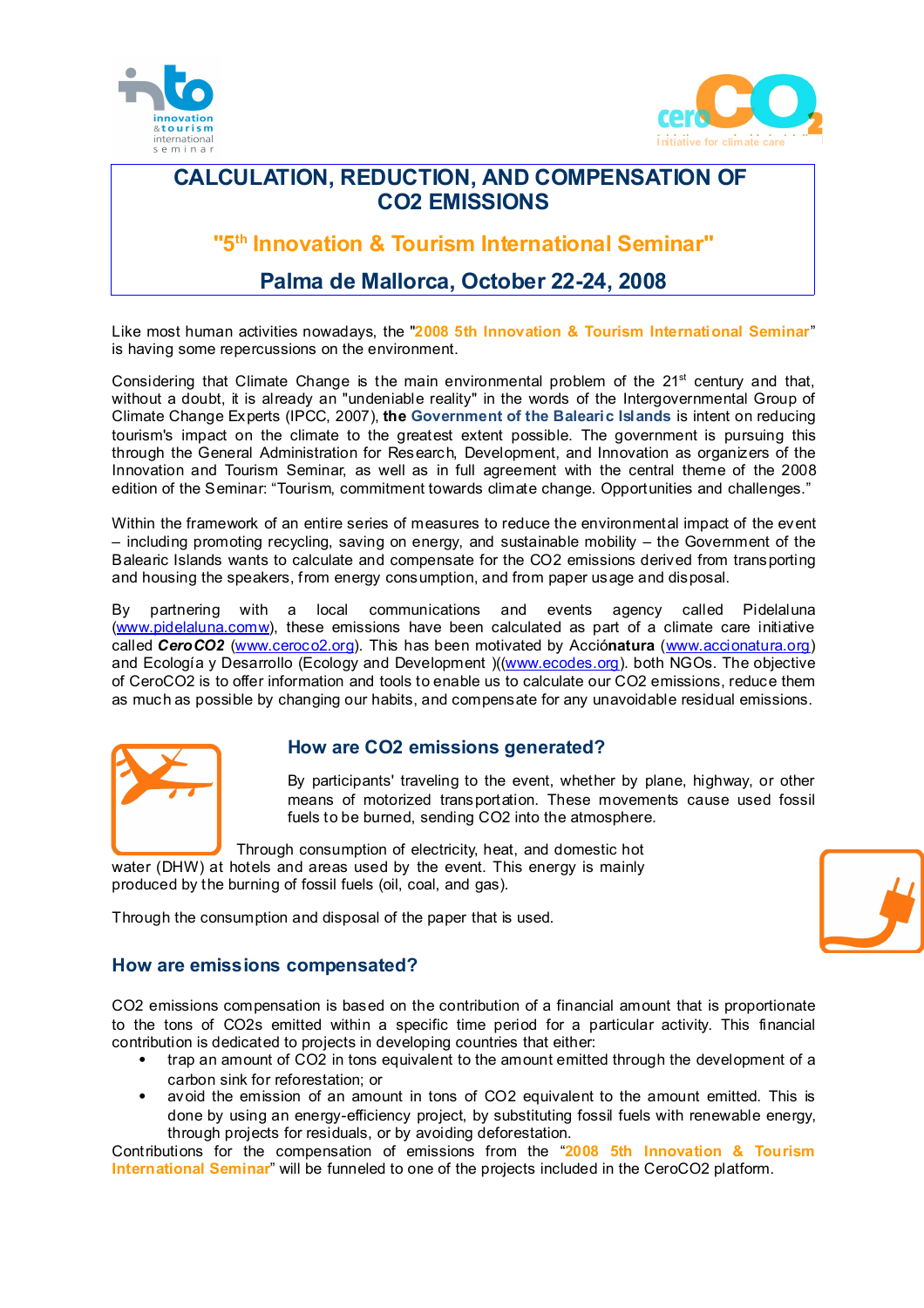# CALCULATION, REDUCTION, AND COMPENSATION OF CO2 EMISSIONS

## "5th Innovation & Tourism International Seminar"

## Palma de Mallorca, October 22-24, 2008

Like most human activities nowadays, the "2008 5th Innovation & Tourism International Seminar" is having some repercussions on the environment.

Considering that Climate Change is the main environmental problem of the 21st century and that, without a doubt, it is already an "undeniable reality" in the words of the Intergovernmental Group of Climate Change Experts (IPCC, 2007), **the Government of the Balearic Islands** is intent on reducing tourism's impact on the climate to the greatest extent possible. The government is pursuing this through the General Administration for Research, Development, and Innovation as organizers of the Innovation and Tourism Seminar, as well as in full agreement with the central theme of the 2008 edition of the Seminar: "Tourism, commitment towards climate change. Opportunities and challenges."

Within the framework of an entire series of measures to reduce the environmental impact of the event – including promoting recycling, saving on energy, and sustainable mobility – the Government of the Balearic Islands wants to calculate and compensate for the CO2 emissions derived from transporting and housing the speakers, from energy consumption, and from paper usage and disposal.

By partnering with a local communications and events agency called Pidelaluna (www.pidelaluna.comw), these emissions have been calculated as part of a climate care initiative called ***CeroCO2*** (www.ceroco2.org). This has been motivated by Acció**natura** (www.accionatura.org) and Ecología y Desarrollo (Ecology and Development )((www.ecodes.org). both NGOs. The objective of CeroCO2 is to offer information and tools to enable us to calculate our CO2 emissions, reduce them as much as possible by changing our habits, and compensate for any unavoidable residual emissions.

## How are CO2 emissions generated?

By participants' traveling to the event, whether by plane, highway, or other means of motorized transportation. These movements cause used fossil fuels to be burned, sending CO2 into the atmosphere.

Through consumption of electricity, heat, and domestic hot water (DHW) at hotels and areas used by the event. This energy is mainly produced by the burning of fossil fuels (oil, coal, and gas).

Through the consumption and disposal of the paper that is used.

## How are emissions compensated?

CO2 emissions compensation is based on the contribution of a financial amount that is proportionate to the tons of CO2s emitted within a specific time period for a particular activity. This financial contribution is dedicated to projects in developing countries that either:

- trap an amount of CO2 in tons equivalent to the amount emitted through the development of a carbon sink for reforestation; or
- avoid the emission of an amount in tons of CO2 equivalent to the amount emitted. This is done by using an energy-efficiency project, by substituting fossil fuels with renewable energy, through projects for residuals, or by avoiding deforestation.

Contributions for the compensation of emissions from the "2008 5th Innovation & Tourism International Seminar" will be funneled to one of the projects included in the CeroCO2 platform.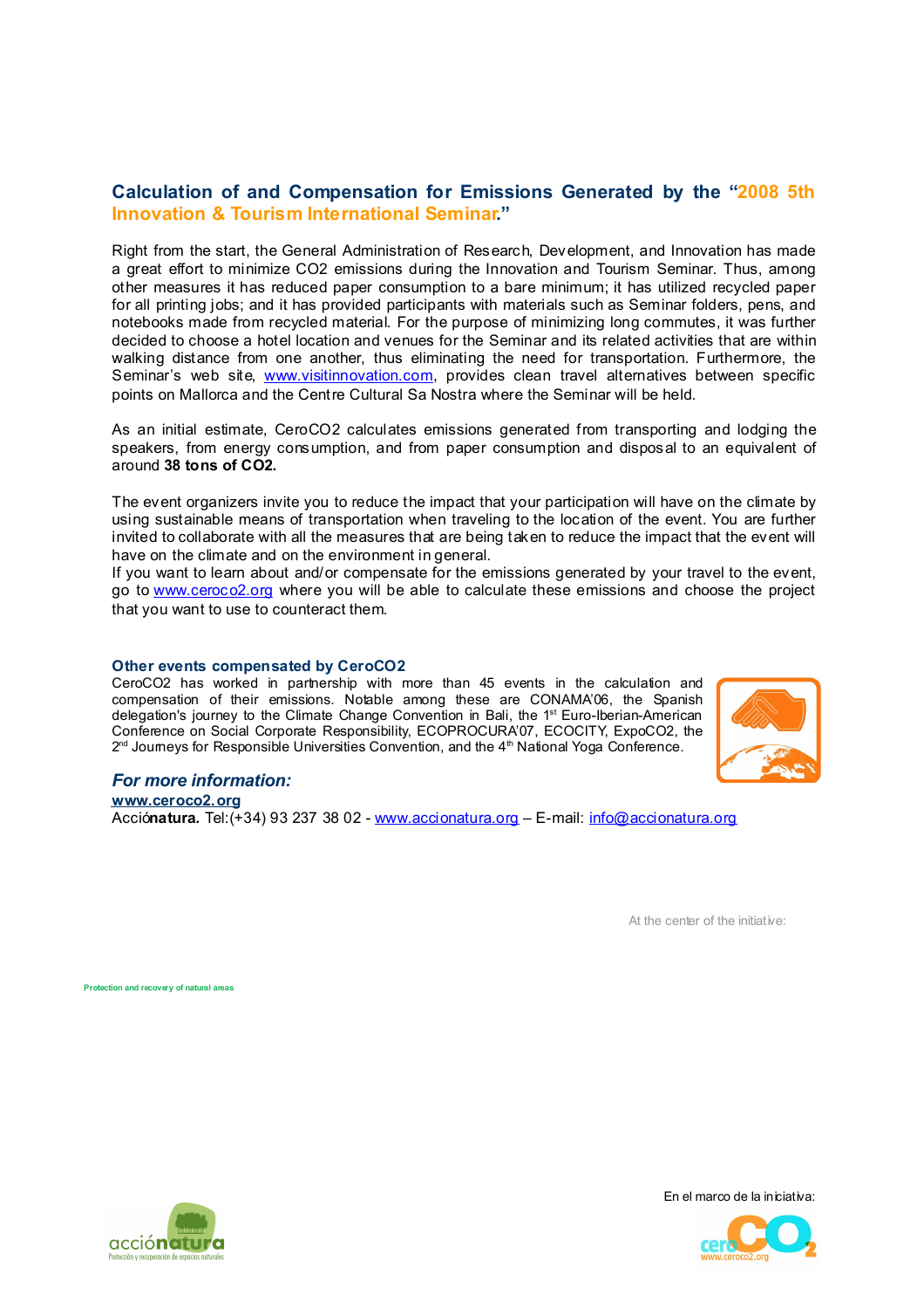## Calculation of and Compensation for Emissions Generated by the "2008 5th Innovation & Tourism International Seminar."

Right from the start, the General Administration of Research, Development, and Innovation has made a great effort to minimize CO2 emissions during the Innovation and Tourism Seminar. Thus, among other measures it has reduced paper consumption to a bare minimum; it has utilized recycled paper for all printing jobs; and it has provided participants with materials such as Seminar folders, pens, and notebooks made from recycled material. For the purpose of minimizing long commutes, it was further decided to choose a hotel location and venues for the Seminar and its related activities that are within walking distance from one another, thus eliminating the need for transportation. Furthermore, the Seminar's web site, www.visitinnovation.com, provides clean travel alternatives between specific points on Mallorca and the Centre Cultural Sa Nostra where the Seminar will be held.

As an initial estimate, CeroCO2 calculates emissions generated from transporting and lodging the speakers, from energy consumption, and from paper consumption and disposal to an equivalent of around **38 tons of CO2.**

The event organizers invite you to reduce the impact that your participation will have on the climate by using sustainable means of transportation when traveling to the location of the event. You are further invited to collaborate with all the measures that are being taken to reduce the impact that the event will have on the climate and on the environment in general.
If you want to learn about and/or compensate for the emissions generated by your travel to the event, go to www.ceroco2.org where you will be able to calculate these emissions and choose the project that you want to use to counteract them.

### Other events compensated by CeroCO2

CeroCO2 has worked in partnership with more than 45 events in the calculation and compensation of their emissions. Notable among these are CONAMA'06, the Spanish delegation's journey to the Climate Change Convention in Bali, the 1st Euro-Iberian-American Conference on Social Corporate Responsibility, ECOPROCURA'07, ECOCITY, ExpoCO2, the 2nd Journeys for Responsible Universities Convention, and the 4th National Yoga Conference.

### *For more information:*

**www.ceroco2.org**
Acció**natura.** Tel:(+34) 93 237 38 02 - www.accionatura.org – E-mail: info@accionatura.org

At the center of the initiative:

Protection and recovery of natural areas

accionatura
Protección y recuperación de espacios naturales

En el marco de la iniciativa:

ceroCO2
www.ceroco2.org